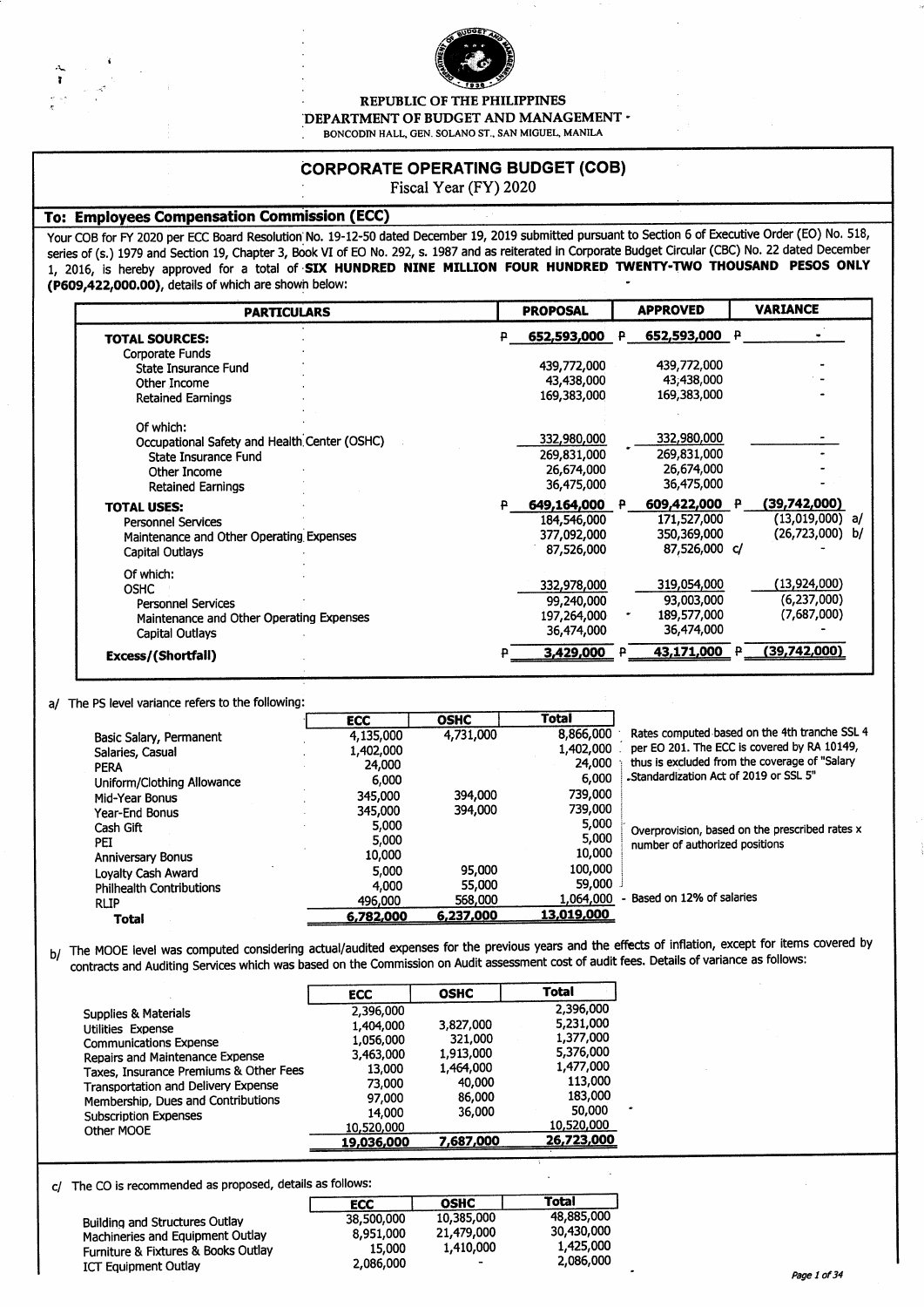REPUBLIC OF THE PHILIPPINES
DEPARTMENT OF BUDGET AND MANAGEMENT
BONCODIN HALL, GEN. SOLANO ST., SAN MIGUEL, MANILA

# CORPORATE OPERATING BUDGET (COB)

Fiscal Year (FY) 2020

## To: Employees Compensation Commission (ECC)

Your COB for FY 2020 per ECC Board Resolution No. 19-12-50 dated December 19, 2019 submitted pursuant to Section 6 of Executive Order (EO) No. 518, series of (s.) 1979 and Section 19, Chapter 3, Book VI of EO No. 292, s. 1987 and as reiterated in Corporate Budget Circular (CBC) No. 22 dated December 1, 2016, is hereby approved for a total of **SIX HUNDRED NINE MILLION FOUR HUNDRED TWENTY-TWO THOUSAND PESOS ONLY (P609,422,000.00)**, details of which are shown below:

| PARTICULARS | PROPOSAL | APPROVED | VARIANCE |
|---|---|---|---|
| **TOTAL SOURCES:** | P 652,593,000 | P 652,593,000 | P - |
| Corporate Funds | | | |
| State Insurance Fund | 439,772,000 | 439,772,000 | - |
| Other Income | 43,438,000 | 43,438,000 | - |
| Retained Earnings | 169,383,000 | 169,383,000 | - |
| Of which: | | | |
| Occupational Safety and Health Center (OSHC) | 332,980,000 | 332,980,000 | - |
| State Insurance Fund | 269,831,000 | 269,831,000 | - |
| Other Income | 26,674,000 | 26,674,000 | - |
| Retained Earnings | 36,475,000 | 36,475,000 | - |
| **TOTAL USES:** | P 649,164,000 | P 609,422,000 | P (39,742,000) |
| Personnel Services | 184,546,000 | 171,527,000 | (13,019,000) a/ |
| Maintenance and Other Operating Expenses | 377,092,000 | 350,369,000 | (26,723,000) b/ |
| Capital Outlays | 87,526,000 | 87,526,000 c/ | - |
| Of which: | | | |
| OSHC | 332,978,000 | 319,054,000 | (13,924,000) |
| Personnel Services | 99,240,000 | 93,003,000 | (6,237,000) |
| Maintenance and Other Operating Expenses | 197,264,000 | 189,577,000 | (7,687,000) |
| Capital Outlays | 36,474,000 | 36,474,000 | - |
| **Excess/(Shortfall)** | P 3,429,000 | P 43,171,000 | P (39,742,000) |

a/ The PS level variance refers to the following:

| | ECC | OSHC | Total | |
|---|---|---|---|---|
| Basic Salary, Permanent | 4,135,000 | 4,731,000 | 8,866,000 | Rates computed based on the 4th tranche SSL 4 per EO 201. The ECC is covered by RA 10149, thus is excluded from the coverage of "Salary Standardization Act of 2019 or SSL 5" |
| Salaries, Casual | 1,402,000 | | 1,402,000 | |
| PERA | 24,000 | | 24,000 | |
| Uniform/Clothing Allowance | 6,000 | | 6,000 | |
| Mid-Year Bonus | 345,000 | 394,000 | 739,000 | Overprovision, based on the prescribed rates x number of authorized positions |
| Year-End Bonus | 345,000 | 394,000 | 739,000 | |
| Cash Gift | 5,000 | | 5,000 | |
| PEI | 5,000 | | 5,000 | |
| Anniversary Bonus | 10,000 | | 10,000 | |
| Loyalty Cash Award | 5,000 | 95,000 | 100,000 | |
| Philhealth Contributions | 4,000 | 55,000 | 59,000 | |
| RLIP | 496,000 | 568,000 | 1,064,000 | Based on 12% of salaries |
| **Total** | 6,782,000 | 6,237,000 | 13,019,000 | |

b/ The MOOE level was computed considering actual/audited expenses for the previous years and the effects of inflation, except for items covered by contracts and Auditing Services which was based on the Commission on Audit assessment cost of audit fees. Details of variance as follows:

| | ECC | OSHC | Total |
|---|---|---|---|
| Supplies & Materials | 2,396,000 | | 2,396,000 |
| Utilities Expense | 1,404,000 | 3,827,000 | 5,231,000 |
| Communications Expense | 1,056,000 | 321,000 | 1,377,000 |
| Repairs and Maintenance Expense | 3,463,000 | 1,913,000 | 5,376,000 |
| Taxes, Insurance Premiums & Other Fees | 13,000 | 1,464,000 | 1,477,000 |
| Transportation and Delivery Expense | 73,000 | 40,000 | 113,000 |
| Membership, Dues and Contributions | 97,000 | 86,000 | 183,000 |
| Subscription Expenses | 14,000 | 36,000 | 50,000 |
| Other MOOE | 10,520,000 | | 10,520,000 |
| | **19,036,000** | **7,687,000** | **26,723,000** |

c/ The CO is recommended as proposed, details as follows:

| | ECC | OSHC | Total |
|---|---|---|---|
| Building and Structures Outlay | 38,500,000 | 10,385,000 | 48,885,000 |
| Machineries and Equipment Outlay | 8,951,000 | 21,479,000 | 30,430,000 |
| Furniture & Fixtures & Books Outlay | 15,000 | 1,410,000 | 1,425,000 |
| ICT Equipment Outlay | 2,086,000 | - | 2,086,000 |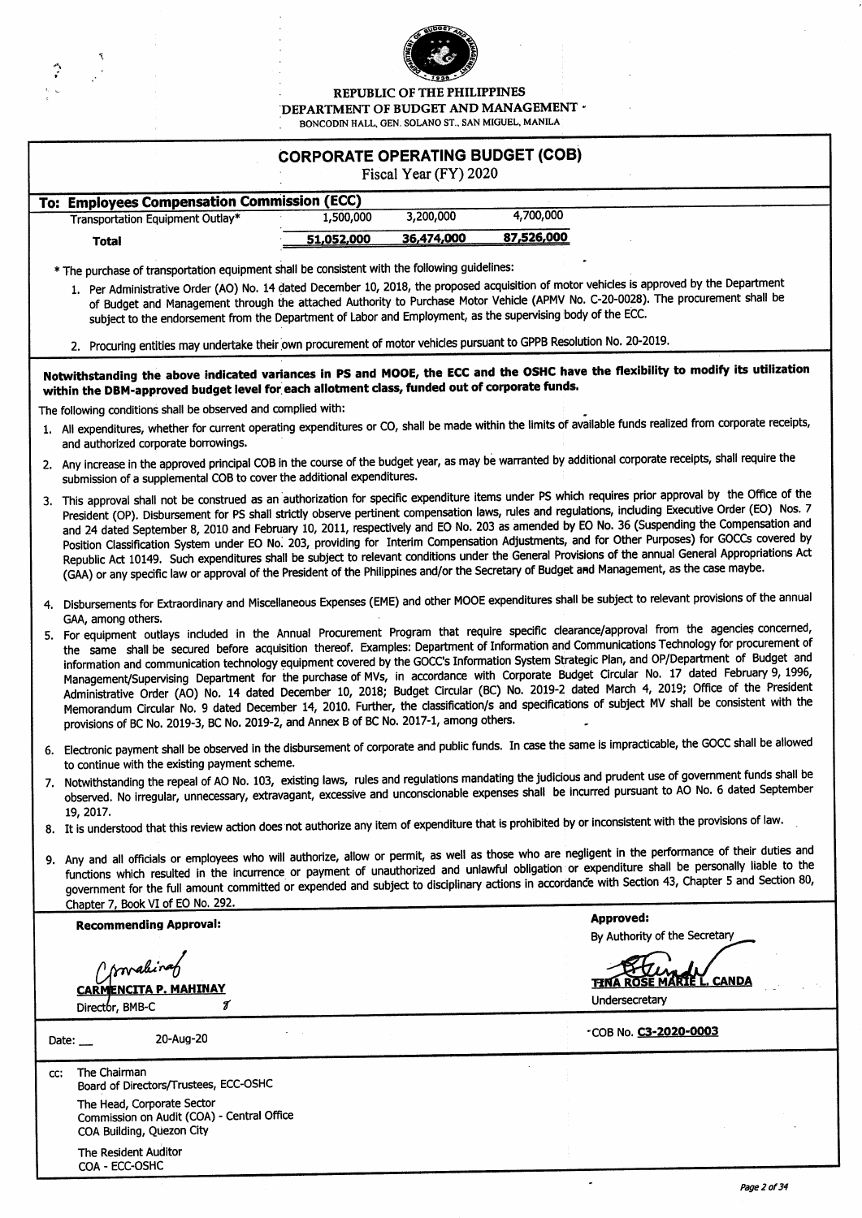REPUBLIC OF THE PHILIPPINES

DEPARTMENT OF BUDGET AND MANAGEMENT

BONCODIN HALL, GEN. SOLANO ST., SAN MIGUEL, MANILA

# CORPORATE OPERATING BUDGET (COB)

Fiscal Year (FY) 2020

| To: Employees Compensation Commission (ECC) | | | |
|---|---|---|---|
| Transportation Equipment Outlay* | 1,500,000 | 3,200,000 | 4,700,000 |
| **Total** | **51,052,000** | **36,474,000** | **87,526,000** |

* The purchase of transportation equipment shall be consistent with the following guidelines:

1. Per Administrative Order (AO) No. 14 dated December 10, 2018, the proposed acquisition of motor vehicles is approved by the Department of Budget and Management through the attached Authority to Purchase Motor Vehicle (APMV No. C-20-0028). The procurement shall be subject to the endorsement from the Department of Labor and Employment, as the supervising body of the ECC.
2. Procuring entities may undertake their own procurement of motor vehicles pursuant to GPPB Resolution No. 20-2019.

**Notwithstanding the above indicated variances in PS and MOOE, the ECC and the OSHC have the flexibility to modify its utilization within the DBM-approved budget level for each allotment class, funded out of corporate funds.**

The following conditions shall be observed and complied with:

1. All expenditures, whether for current operating expenditures or CO, shall be made within the limits of available funds realized from corporate receipts, and authorized corporate borrowings.
2. Any increase in the approved principal COB in the course of the budget year, as may be warranted by additional corporate receipts, shall require the submission of a supplemental COB to cover the additional expenditures.
3. This approval shall not be construed as an authorization for specific expenditure items under PS which requires prior approval by the Office of the President (OP). Disbursement for PS shall strictly observe pertinent compensation laws, rules and regulations, including Executive Order (EO) Nos. 7 and 24 dated September 8, 2010 and February 10, 2011, respectively and EO No. 203 as amended by EO No. 36 (Suspending the Compensation and Position Classification System under EO No. 203, providing for Interim Compensation Adjustments, and for Other Purposes) for GOCCs covered by Republic Act 10149. Such expenditures shall be subject to relevant conditions under the General Provisions of the annual General Appropriations Act (GAA) or any specific law or approval of the President of the Philippines and/or the Secretary of Budget and Management, as the case maybe.
4. Disbursements for Extraordinary and Miscellaneous Expenses (EME) and other MOOE expenditures shall be subject to relevant provisions of the annual GAA, among others.
5. For equipment outlays included in the Annual Procurement Program that require specific clearance/approval from the agencies concerned, the same shall be secured before acquisition thereof. Examples: Department of Information and Communications Technology for procurement of information and communication technology equipment covered by the GOCC's Information System Strategic Plan, and OP/Department of Budget and Management/Supervising Department for the purchase of MVs, in accordance with Corporate Budget Circular No. 17 dated February 9, 1996, Administrative Order (AO) No. 14 dated December 10, 2018; Budget Circular (BC) No. 2019-2 dated March 4, 2019; Office of the President Memorandum Circular No. 9 dated December 14, 2010. Further, the classification/s and specifications of subject MV shall be consistent with the provisions of BC No. 2019-3, BC No. 2019-2, and Annex B of BC No. 2017-1, among others.
6. Electronic payment shall be observed in the disbursement of corporate and public funds. In case the same is impracticable, the GOCC shall be allowed to continue with the existing payment scheme.
7. Notwithstanding the repeal of AO No. 103, existing laws, rules and regulations mandating the judicious and prudent use of government funds shall be observed. No irregular, unnecessary, extravagant, excessive and unconscionable expenses shall be incurred pursuant to AO No. 6 dated September 19, 2017.
8. It is understood that this review action does not authorize any item of expenditure that is prohibited by or inconsistent with the provisions of law.
9. Any and all officials or employees who will authorize, allow or permit, as well as those who are negligent in the performance of their duties and functions which resulted in the incurrence or payment of unauthorized and unlawful obligation or expenditure shall be personally liable to the government for the full amount committed or expended and subject to disciplinary actions in accordance with Section 43, Chapter 5 and Section 80, Chapter 7, Book VI of EO No. 292.

**Recommending Approval:**

**CARMENCITA P. MAHINAY**
Director, BMB-C

**Approved:**
By Authority of the Secretary

**TINA ROSE MARIE L. CANDA**
Undersecretary

Date: 20-Aug-20

COB No. **C3-2020-0003**

cc: The Chairman
Board of Directors/Trustees, ECC-OSHC

The Head, Corporate Sector
Commission on Audit (COA) - Central Office
COA Building, Quezon City

The Resident Auditor
COA - ECC-OSHC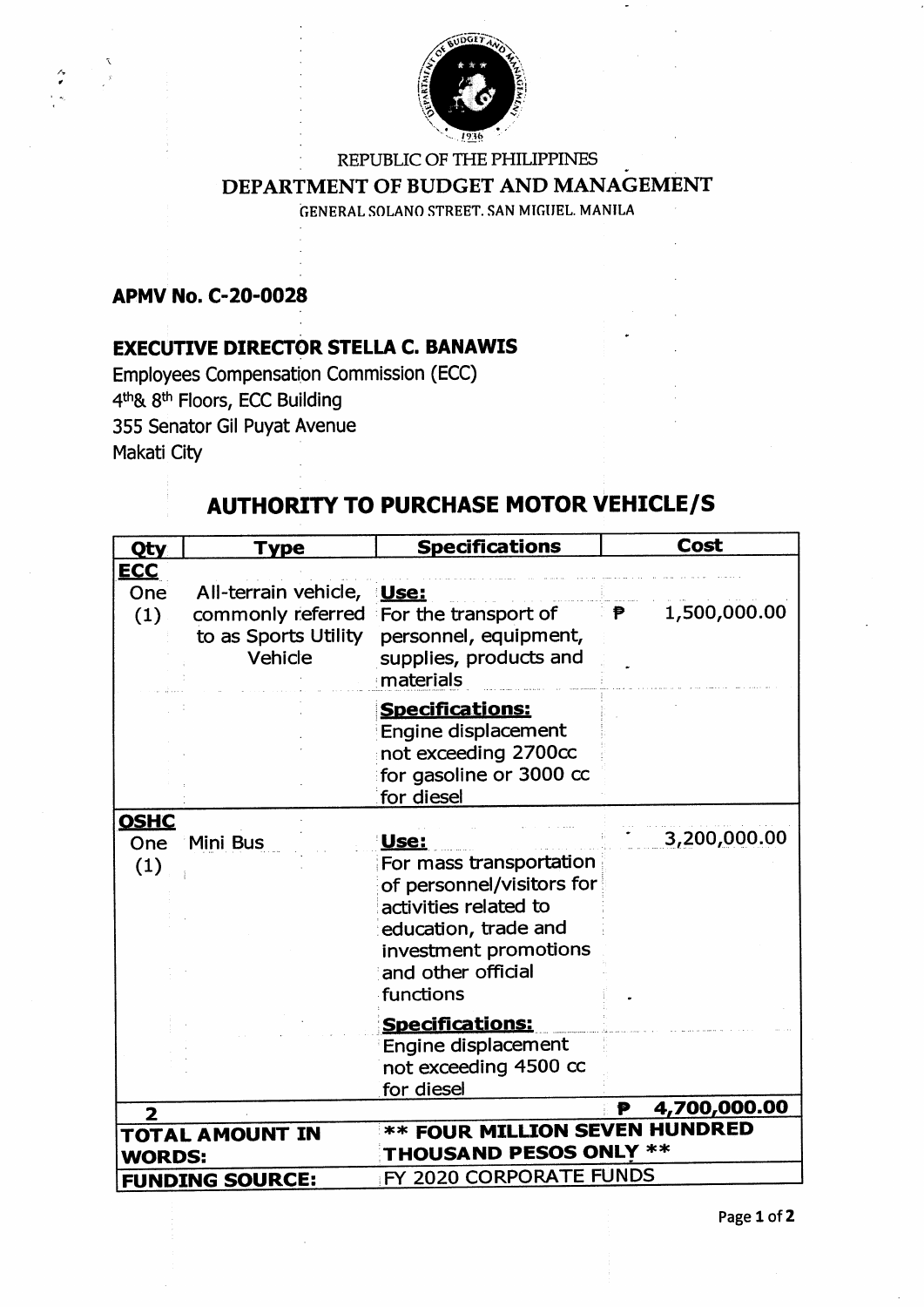REPUBLIC OF THE PHILIPPINES

DEPARTMENT OF BUDGET AND MANAGEMENT

GENERAL SOLANO STREET, SAN MIGUEL, MANILA

**APMV No. C-20-0028**

**EXECUTIVE DIRECTOR STELLA C. BANAWIS**

Employees Compensation Commission (ECC)
4th& 8th Floors, ECC Building
355 Senator Gil Puyat Avenue
Makati City

## AUTHORITY TO PURCHASE MOTOR VEHICLE/S

| Qty | Type | Specifications | Cost |
|---|---|---|---|
| **ECC** | | | |
| One (1) | All-terrain vehicle, commonly referred to as Sports Utility Vehicle | **Use:** For the transport of personnel, equipment, supplies, products and materials | ₱ 1,500,000.00 |
| | | **Specifications:** Engine displacement not exceeding 2700cc for gasoline or 3000 cc for diesel | |
| **OSHC** | | | |
| One (1) | Mini Bus | **Use:** For mass transportation of personnel/visitors for activities related to education, trade and investment promotions and other official functions | 3,200,000.00 |
| | | **Specifications:** Engine displacement not exceeding 4500 cc for diesel | |
| **2** | | | **₱ 4,700,000.00** |
| **TOTAL AMOUNT IN WORDS:** | | **\*\* FOUR MILLION SEVEN HUNDRED THOUSAND PESOS ONLY \*\*** | |
| **FUNDING SOURCE:** | | FY 2020 CORPORATE FUNDS | |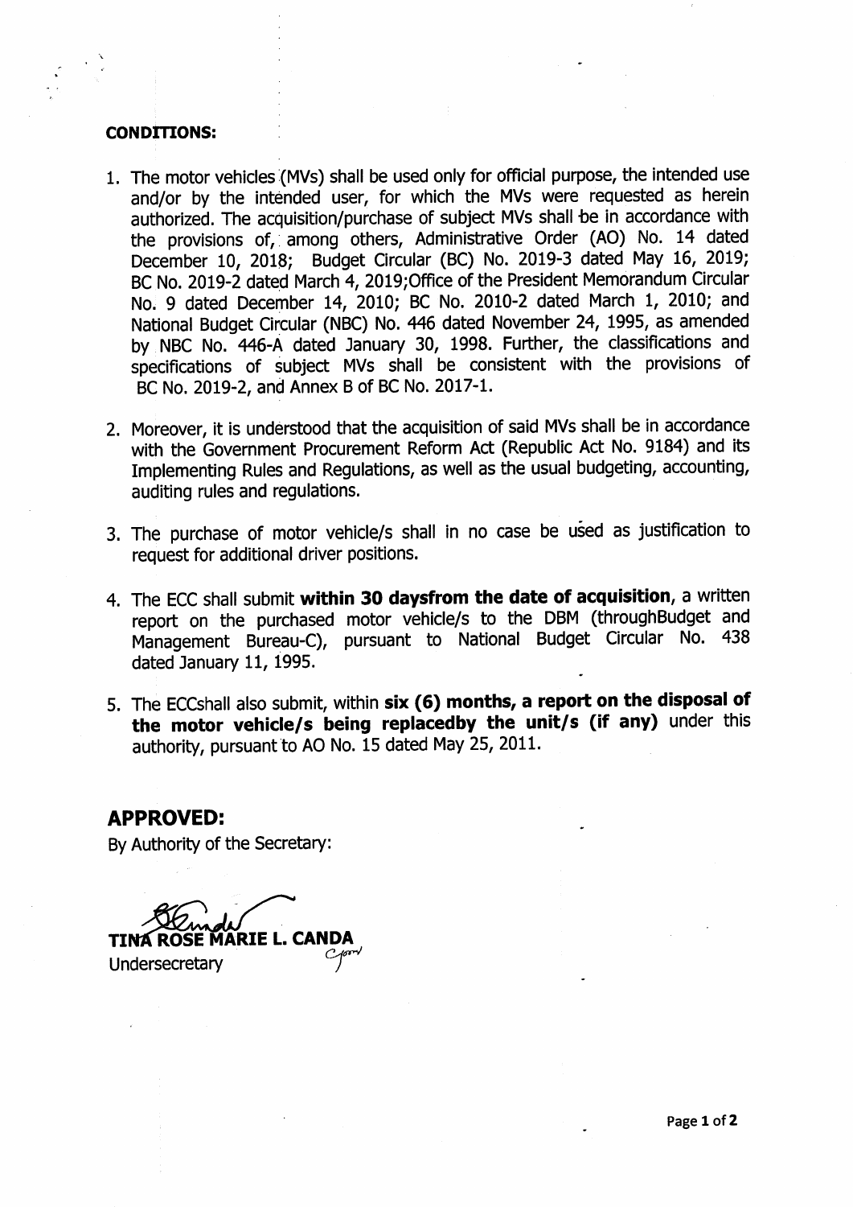**CONDITIONS:**

1. The motor vehicles (MVs) shall be used only for official purpose, the intended use and/or by the intended user, for which the MVs were requested as herein authorized. The acquisition/purchase of subject MVs shall be in accordance with the provisions of, among others, Administrative Order (AO) No. 14 dated December 10, 2018; Budget Circular (BC) No. 2019-3 dated May 16, 2019; BC No. 2019-2 dated March 4, 2019;Office of the President Memorandum Circular No. 9 dated December 14, 2010; BC No. 2010-2 dated March 1, 2010; and National Budget Circular (NBC) No. 446 dated November 24, 1995, as amended by NBC No. 446-A dated January 30, 1998. Further, the classifications and specifications of subject MVs shall be consistent with the provisions of BC No. 2019-2, and Annex B of BC No. 2017-1.

2. Moreover, it is understood that the acquisition of said MVs shall be in accordance with the Government Procurement Reform Act (Republic Act No. 9184) and its Implementing Rules and Regulations, as well as the usual budgeting, accounting, auditing rules and regulations.

3. The purchase of motor vehicle/s shall in no case be used as justification to request for additional driver positions.

4. The ECC shall submit **within 30 daysfrom the date of acquisition**, a written report on the purchased motor vehicle/s to the DBM (throughBudget and Management Bureau-C), pursuant to National Budget Circular No. 438 dated January 11, 1995.

5. The ECCshall also submit, within **six (6) months, a report on the disposal of the motor vehicle/s being replacedby the unit/s (if any)** under this authority, pursuant to AO No. 15 dated May 25, 2011.

## APPROVED:

By Authority of the Secretary:

**TINA ROSE MARIE L. CANDA**
Undersecretary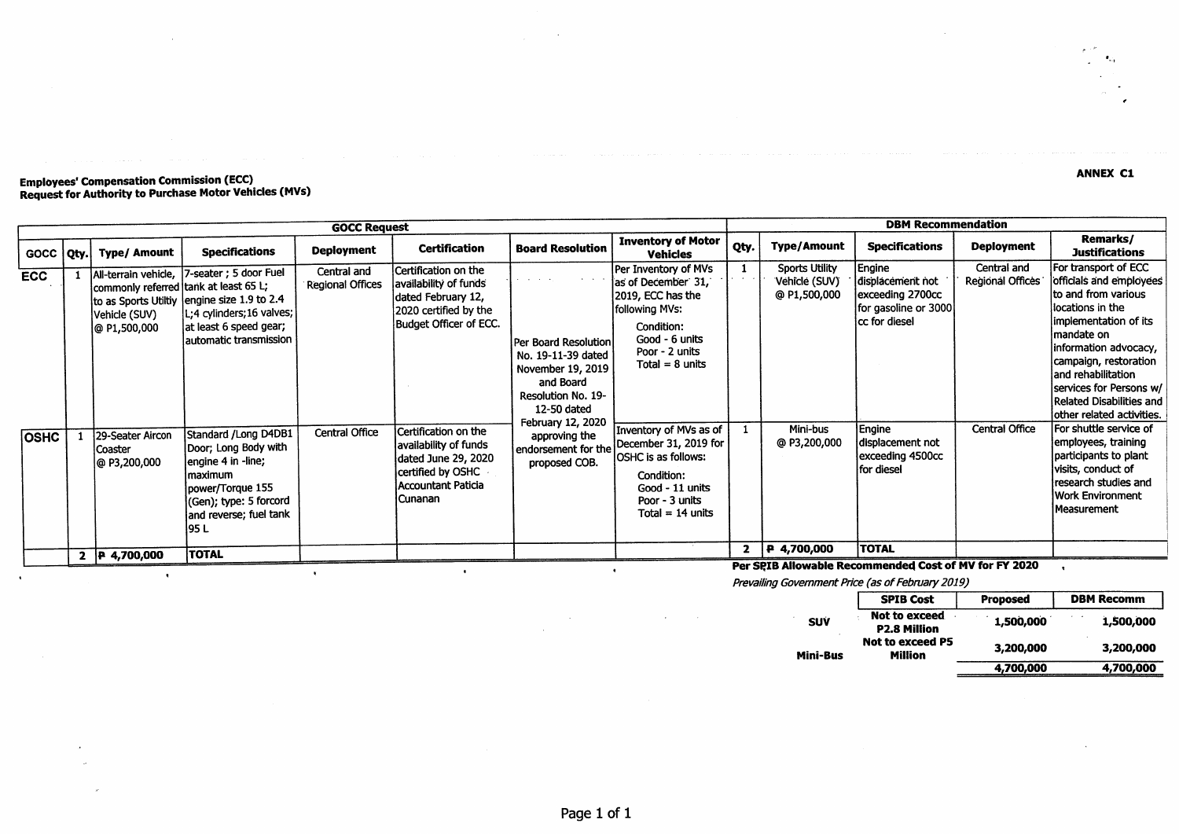**ANNEX C1**

**Employees' Compensation Commission (ECC)**
**Request for Authority to Purchase Motor Vehicles (MVs)**

| GOCC Request | | | | | | | | DBM Recommendation | | | | |
|---|---|---|---|---|---|---|---|---|---|---|---|---|
| **GOCC** | **Qty.** | **Type/ Amount** | **Specifications** | **Deployment** | **Certification** | **Board Resolution** | **Inventory of Motor Vehicles** | **Qty.** | **Type/Amount** | **Specifications** | **Deployment** | **Remarks/ Justifications** |
| **ECC** | 1 | All-terrain vehicle, commonly referred to as Sports Utility Vehicle (SUV) @ P1,500,000 | 7-seater ; 5 door Fuel tank at least 65 L; engine size 1.9 to 2.4 L;4 cylinders;16 valves; at least 6 speed gear; automatic transmission | Central and Regional Offices | Certification on the availability of funds dated February 12, 2020 certified by the Budget Officer of ECC. | Per Board Resolution No. 19-11-39 dated November 19, 2019 and Board Resolution No. 19-12-50 dated February 12, 2020 approving the endorsement for the proposed COB. | Per Inventory of MVs as of December 31, 2019, ECC has the following MVs: Condition: Good - 6 units Poor - 2 units Total = 8 units | 1 | Sports Utility Vehicle (SUV) @ P1,500,000 | Engine displacement not exceeding 2700cc for gasoline or 3000 cc for diesel | Central and Regional Offices | For transport of ECC officials and employees to and from various locations in the implementation of its mandate on information advocacy, campaign, restoration and rehabilitation services for Persons w/ Related Disabilities and other related activities. |
| **OSHC** | 1 | 29-Seater Aircon Coaster @ P3,200,000 | Standard /Long D4DB1 Door; Long Body with engine 4 in -line; maximum power/Torque 155 (Gen); type: 5 forcord and reverse; fuel tank 95 L | Central Office | Certification on the availability of funds dated June 29, 2020 certified by OSHC Accountant Paticia Cunanan | | Inventory of MVs as of December 31, 2019 for OSHC is as follows: Condition: Good - 11 units Poor - 3 units Total = 14 units | 1 | Mini-bus @ P3,200,000 | Engine displacement not exceeding 4500cc for diesel | Central Office | For shuttle service of employees, training participants to plant visits, conduct of research studies and Work Environment Measurement |
| | **2** | **₱ 4,700,000** | **TOTAL** | | | | | **2** | **₱ 4,700,000** | **TOTAL** | | |

**Per SPIB Allowable Recommended Cost of MV for FY 2020**

*Prevailing Government Price (as of February 2019)*

| | SPIB Cost | Proposed | DBM Recomm |
|---|---|---|---|
| **SUV** | **Not to exceed P2.8 Million** | 1,500,000 | 1,500,000 |
| **Mini-Bus** | **Not to exceed P5 Million** | 3,200,000 | 3,200,000 |
| | | 4,700,000 | 4,700,000 |